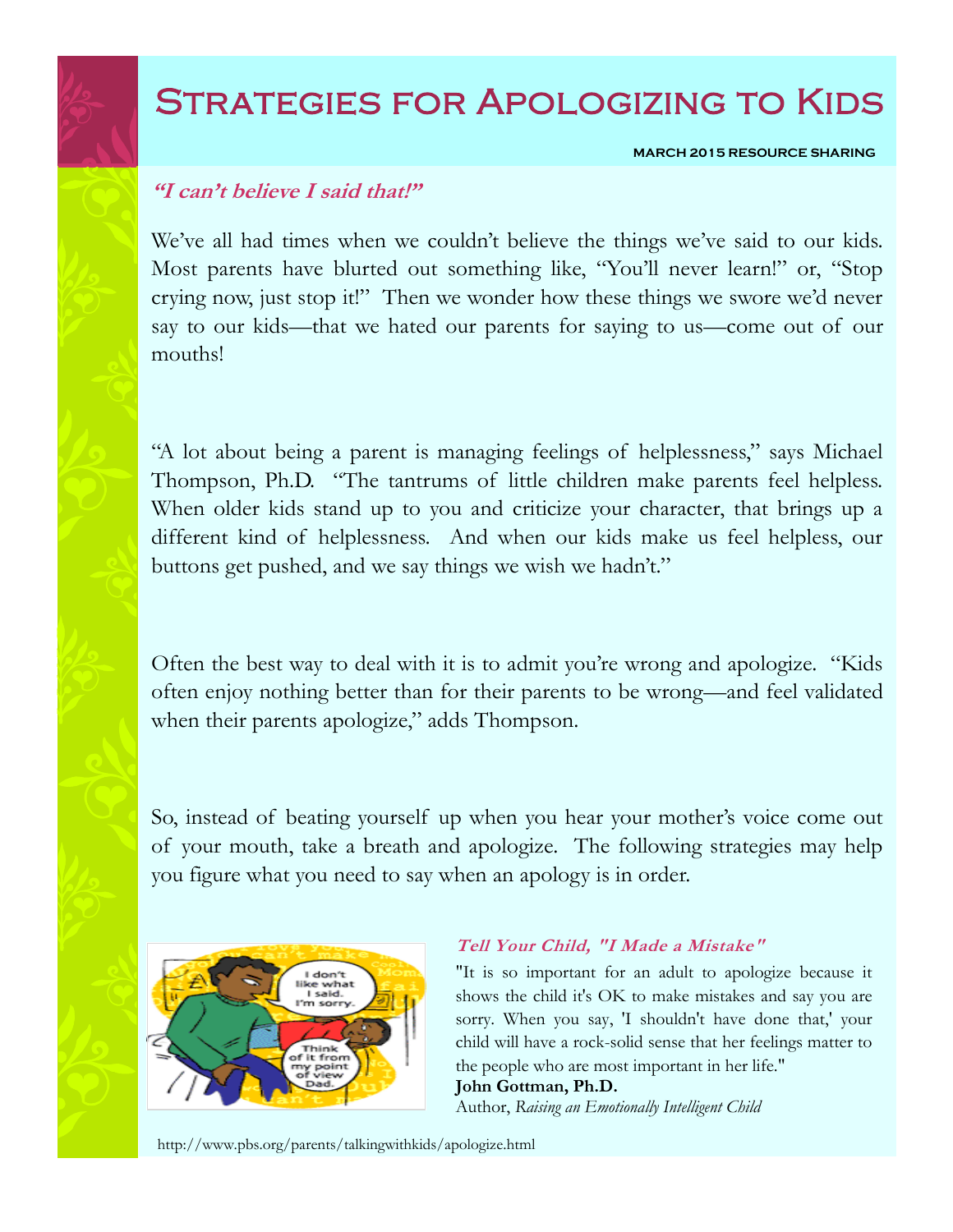# Strategies for Apologizing to Kids

**MARCH 2015 RESOURCE SHARING**

## *"I can't believe I said that!"*

We've all had times when we couldn't believe the things we've said to our kids. Most parents have blurted out something like, "You'll never learn!" or, "Stop crying now, just stop it!" Then we wonder how these things we swore we'd never say to our kids—that we hated our parents for saying to us—come out of our mouths!

"A lot about being a parent is managing feelings of helplessness," says Michael Thompson, Ph.D. "The tantrums of little children make parents feel helpless. When older kids stand up to you and criticize your character, that brings up a different kind of helplessness. And when our kids make us feel helpless, our buttons get pushed, and we say things we wish we hadn't."

Often the best way to deal with it is to admit you're wrong and apologize. "Kids often enjoy nothing better than for their parents to be wrong—and feel validated when their parents apologize," adds Thompson.

So, instead of beating yourself up when you hear your mother's voice come out of your mouth, take a breath and apologize. The following strategies may help you figure what you need to say when an apology is in order.

### *Tell Your Child, "I Made a Mistake"*

"It is so important for an adult to apologize because it shows the child it's OK to make mistakes and say you are sorry. When you say, 'I shouldn't have done that,' your child will have a rock-solid sense that her feelings matter to the people who are most important in her life."

**John Gottman, Ph.D.**
Author, *Raising an Emotionally Intelligent Child*

http://www.pbs.org/parents/talkingwithkids/apologize.html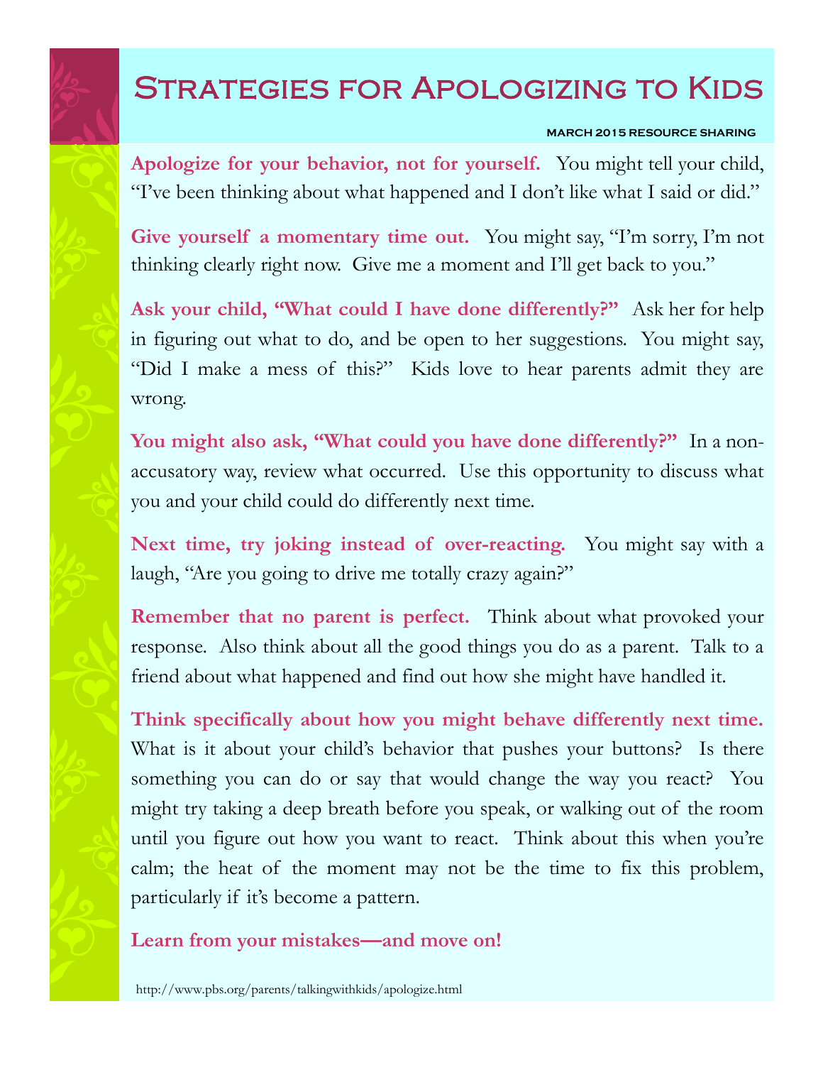# Strategies for Apologizing to Kids

MARCH 2015 RESOURCE SHARING

**Apologize for your behavior, not for yourself.** You might tell your child, "I've been thinking about what happened and I don't like what I said or did."

**Give yourself a momentary time out.** You might say, "I'm sorry, I'm not thinking clearly right now. Give me a moment and I'll get back to you."

**Ask your child, "What could I have done differently?"** Ask her for help in figuring out what to do, and be open to her suggestions. You might say, "Did I make a mess of this?" Kids love to hear parents admit they are wrong.

**You might also ask, "What could you have done differently?"** In a non-accusatory way, review what occurred. Use this opportunity to discuss what you and your child could do differently next time.

**Next time, try joking instead of over-reacting.** You might say with a laugh, "Are you going to drive me totally crazy again?"

**Remember that no parent is perfect.** Think about what provoked your response. Also think about all the good things you do as a parent. Talk to a friend about what happened and find out how she might have handled it.

**Think specifically about how you might behave differently next time.** What is it about your child's behavior that pushes your buttons? Is there something you can do or say that would change the way you react? You might try taking a deep breath before you speak, or walking out of the room until you figure out how you want to react. Think about this when you're calm; the heat of the moment may not be the time to fix this problem, particularly if it's become a pattern.

**Learn from your mistakes—and move on!**

http://www.pbs.org/parents/talkingwithkids/apologize.html